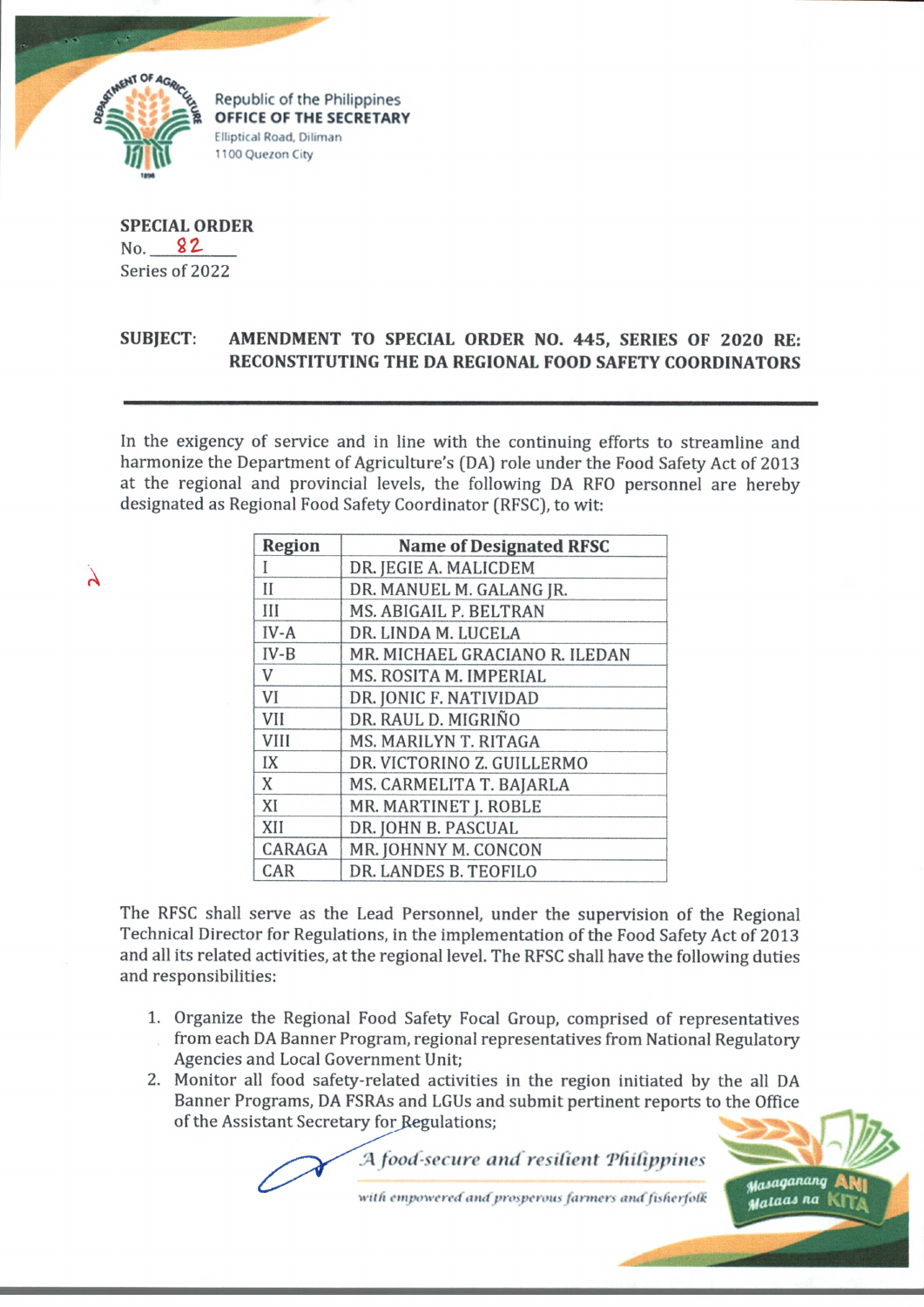Republic of the Philippines
**OFFICE OF THE SECRETARY**
Elliptical Road, Diliman
1100 Quezon City

**SPECIAL ORDER**
No. 82
Series of 2022

**SUBJECT: AMENDMENT TO SPECIAL ORDER NO. 445, SERIES OF 2020 RE: RECONSTITUTING THE DA REGIONAL FOOD SAFETY COORDINATORS**

---

In the exigency of service and in line with the continuing efforts to streamline and harmonize the Department of Agriculture's (DA) role under the Food Safety Act of 2013 at the regional and provincial levels, the following DA RFO personnel are hereby designated as Regional Food Safety Coordinator (RFSC), to wit:

| Region | Name of Designated RFSC |
|---|---|
| I | DR. JEGIE A. MALICDEM |
| II | DR. MANUEL M. GALANG JR. |
| III | MS. ABIGAIL P. BELTRAN |
| IV-A | DR. LINDA M. LUCELA |
| IV-B | MR. MICHAEL GRACIANO R. ILEDAN |
| V | MS. ROSITA M. IMPERIAL |
| VI | DR. JONIC F. NATIVIDAD |
| VII | DR. RAUL D. MIGRIÑO |
| VIII | MS. MARILYN T. RITAGA |
| IX | DR. VICTORINO Z. GUILLERMO |
| X | MS. CARMELITA T. BAJARLA |
| XI | MR. MARTINET J. ROBLE |
| XII | DR. JOHN B. PASCUAL |
| CARAGA | MR. JOHNNY M. CONCON |
| CAR | DR. LANDES B. TEOFILO |

The RFSC shall serve as the Lead Personnel, under the supervision of the Regional Technical Director for Regulations, in the implementation of the Food Safety Act of 2013 and all its related activities, at the regional level. The RFSC shall have the following duties and responsibilities:

1. Organize the Regional Food Safety Focal Group, comprised of representatives from each DA Banner Program, regional representatives from National Regulatory Agencies and Local Government Unit;
2. Monitor all food safety-related activities in the region initiated by the all DA Banner Programs, DA FSRAs and LGUs and submit pertinent reports to the Office of the Assistant Secretary for Regulations;

*A food-secure and resilient Philippines*

*with empowered and prosperous farmers and fisherfolk*

Masaganang ANI Mataas na KITA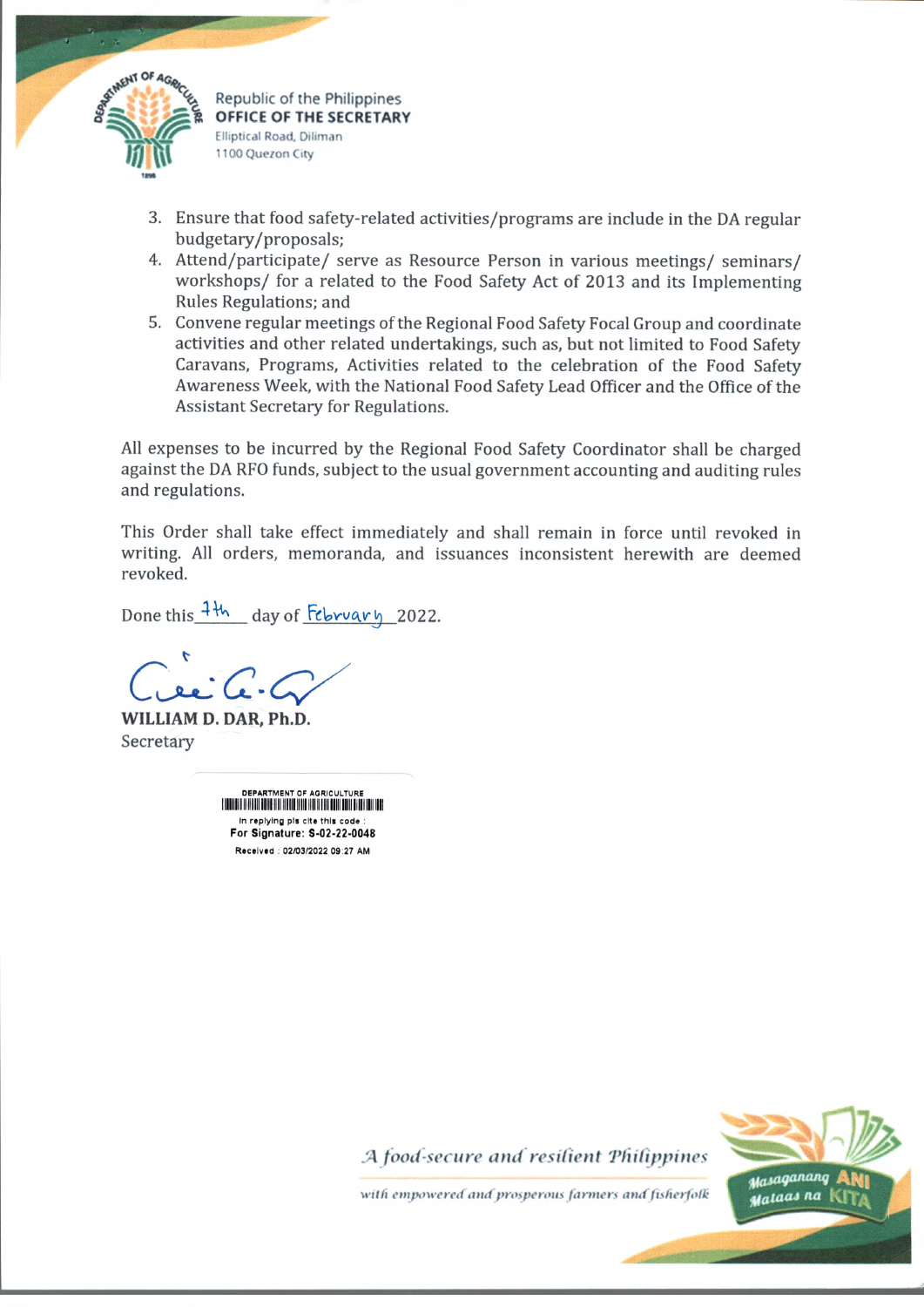3. Ensure that food safety-related activities/programs are include in the DA regular budgetary/proposals;
4. Attend/participate/ serve as Resource Person in various meetings/ seminars/ workshops/ for a related to the Food Safety Act of 2013 and its Implementing Rules Regulations; and
5. Convene regular meetings of the Regional Food Safety Focal Group and coordinate activities and other related undertakings, such as, but not limited to Food Safety Caravans, Programs, Activities related to the celebration of the Food Safety Awareness Week, with the National Food Safety Lead Officer and the Office of the Assistant Secretary for Regulations.

All expenses to be incurred by the Regional Food Safety Coordinator shall be charged against the DA RFO funds, subject to the usual government accounting and auditing rules and regulations.

This Order shall take effect immediately and shall remain in force until revoked in writing. All orders, memoranda, and issuances inconsistent herewith are deemed revoked.

Done this 7th day of February 2022.

**WILLIAM D. DAR, Ph.D.**
Secretary

DEPARTMENT OF AGRICULTURE
In replying pls cite this code :
**For Signature: S-02-22-0048**
Received : 02/03/2022 09:27 AM